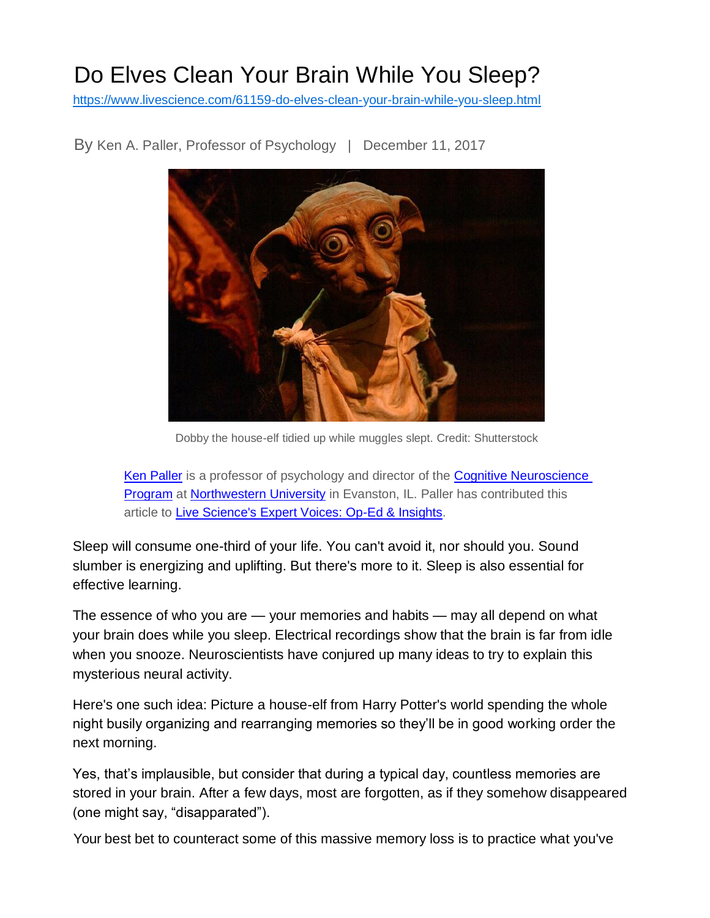# Do Elves Clean Your Brain While You Sleep?

https://www.livescience.com/61159-do-elves-clean-your-brain-while-you-sleep.html

By Ken A. Paller, Professor of Psychology | December 11, 2017

Dobby the house-elf tidied up while muggles slept. Credit: Shutterstock

> Ken Paller is a professor of psychology and director of the Cognitive Neuroscience Program at Northwestern University in Evanston, IL. Paller has contributed this article to Live Science's Expert Voices: Op-Ed & Insights.

Sleep will consume one-third of your life. You can't avoid it, nor should you. Sound slumber is energizing and uplifting. But there's more to it. Sleep is also essential for effective learning.

The essence of who you are — your memories and habits — may all depend on what your brain does while you sleep. Electrical recordings show that the brain is far from idle when you snooze. Neuroscientists have conjured up many ideas to try to explain this mysterious neural activity.

Here's one such idea: Picture a house-elf from Harry Potter's world spending the whole night busily organizing and rearranging memories so they'll be in good working order the next morning.

Yes, that's implausible, but consider that during a typical day, countless memories are stored in your brain. After a few days, most are forgotten, as if they somehow disappeared (one might say, "disapparated").

Your best bet to counteract some of this massive memory loss is to practice what you've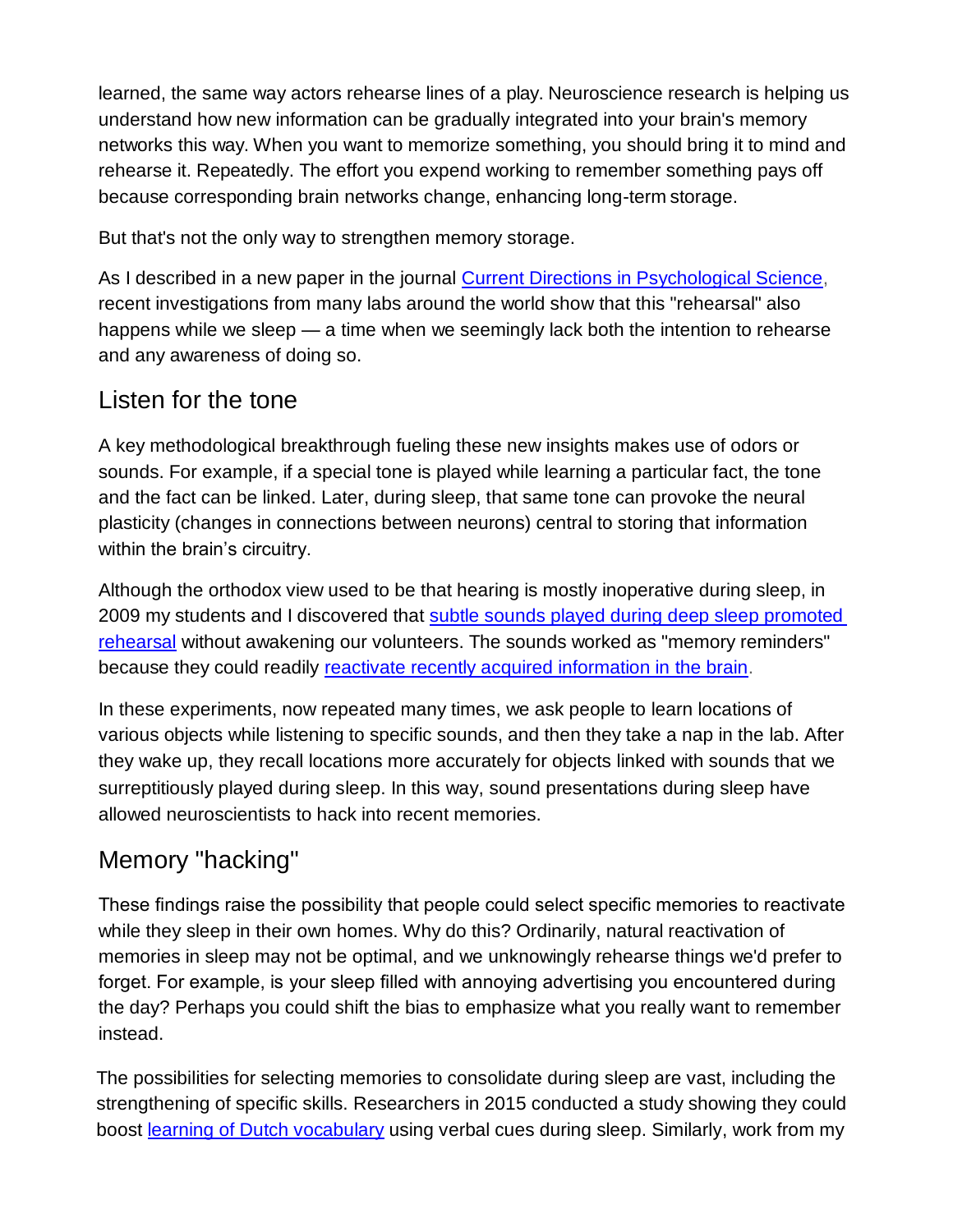learned, the same way actors rehearse lines of a play. Neuroscience research is helping us understand how new information can be gradually integrated into your brain's memory networks this way. When you want to memorize something, you should bring it to mind and rehearse it. Repeatedly. The effort you expend working to remember something pays off because corresponding brain networks change, enhancing long-term storage.

But that's not the only way to strengthen memory storage.

As I described in a new paper in the journal [Current Directions in Psychological Science](), recent investigations from many labs around the world show that this "rehearsal" also happens while we sleep — a time when we seemingly lack both the intention to rehearse and any awareness of doing so.

## Listen for the tone

A key methodological breakthrough fueling these new insights makes use of odors or sounds. For example, if a special tone is played while learning a particular fact, the tone and the fact can be linked. Later, during sleep, that same tone can provoke the neural plasticity (changes in connections between neurons) central to storing that information within the brain's circuitry.

Although the orthodox view used to be that hearing is mostly inoperative during sleep, in 2009 my students and I discovered that [subtle sounds played during deep sleep promoted rehearsal]() without awakening our volunteers. The sounds worked as "memory reminders" because they could readily [reactivate recently acquired information in the brain]().

In these experiments, now repeated many times, we ask people to learn locations of various objects while listening to specific sounds, and then they take a nap in the lab. After they wake up, they recall locations more accurately for objects linked with sounds that we surreptitiously played during sleep. In this way, sound presentations during sleep have allowed neuroscientists to hack into recent memories.

## Memory "hacking"

These findings raise the possibility that people could select specific memories to reactivate while they sleep in their own homes. Why do this? Ordinarily, natural reactivation of memories in sleep may not be optimal, and we unknowingly rehearse things we'd prefer to forget. For example, is your sleep filled with annoying advertising you encountered during the day? Perhaps you could shift the bias to emphasize what you really want to remember instead.

The possibilities for selecting memories to consolidate during sleep are vast, including the strengthening of specific skills. Researchers in 2015 conducted a study showing they could boost [learning of Dutch vocabulary]() using verbal cues during sleep. Similarly, work from my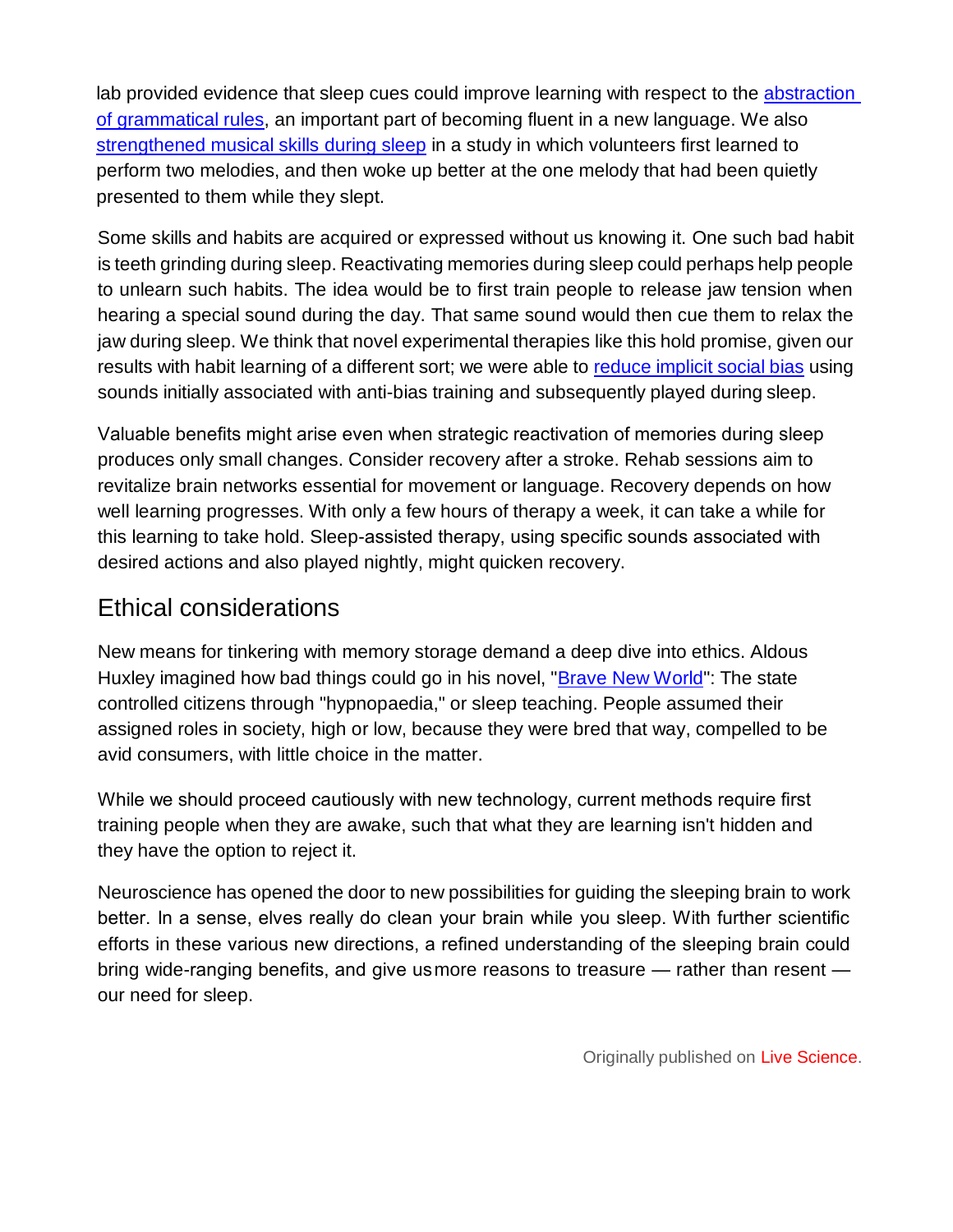lab provided evidence that sleep cues could improve learning with respect to the abstraction of grammatical rules, an important part of becoming fluent in a new language. We also strengthened musical skills during sleep in a study in which volunteers first learned to perform two melodies, and then woke up better at the one melody that had been quietly presented to them while they slept.

Some skills and habits are acquired or expressed without us knowing it. One such bad habit is teeth grinding during sleep. Reactivating memories during sleep could perhaps help people to unlearn such habits. The idea would be to first train people to release jaw tension when hearing a special sound during the day. That same sound would then cue them to relax the jaw during sleep. We think that novel experimental therapies like this hold promise, given our results with habit learning of a different sort; we were able to reduce implicit social bias using sounds initially associated with anti-bias training and subsequently played during sleep.

Valuable benefits might arise even when strategic reactivation of memories during sleep produces only small changes. Consider recovery after a stroke. Rehab sessions aim to revitalize brain networks essential for movement or language. Recovery depends on how well learning progresses. With only a few hours of therapy a week, it can take a while for this learning to take hold. Sleep-assisted therapy, using specific sounds associated with desired actions and also played nightly, might quicken recovery.

## Ethical considerations

New means for tinkering with memory storage demand a deep dive into ethics. Aldous Huxley imagined how bad things could go in his novel, "Brave New World": The state controlled citizens through "hypnopaedia," or sleep teaching. People assumed their assigned roles in society, high or low, because they were bred that way, compelled to be avid consumers, with little choice in the matter.

While we should proceed cautiously with new technology, current methods require first training people when they are awake, such that what they are learning isn't hidden and they have the option to reject it.

Neuroscience has opened the door to new possibilities for guiding the sleeping brain to work better. In a sense, elves really do clean your brain while you sleep. With further scientific efforts in these various new directions, a refined understanding of the sleeping brain could bring wide-ranging benefits, and give us more reasons to treasure — rather than resent — our need for sleep.

Originally published on Live Science.